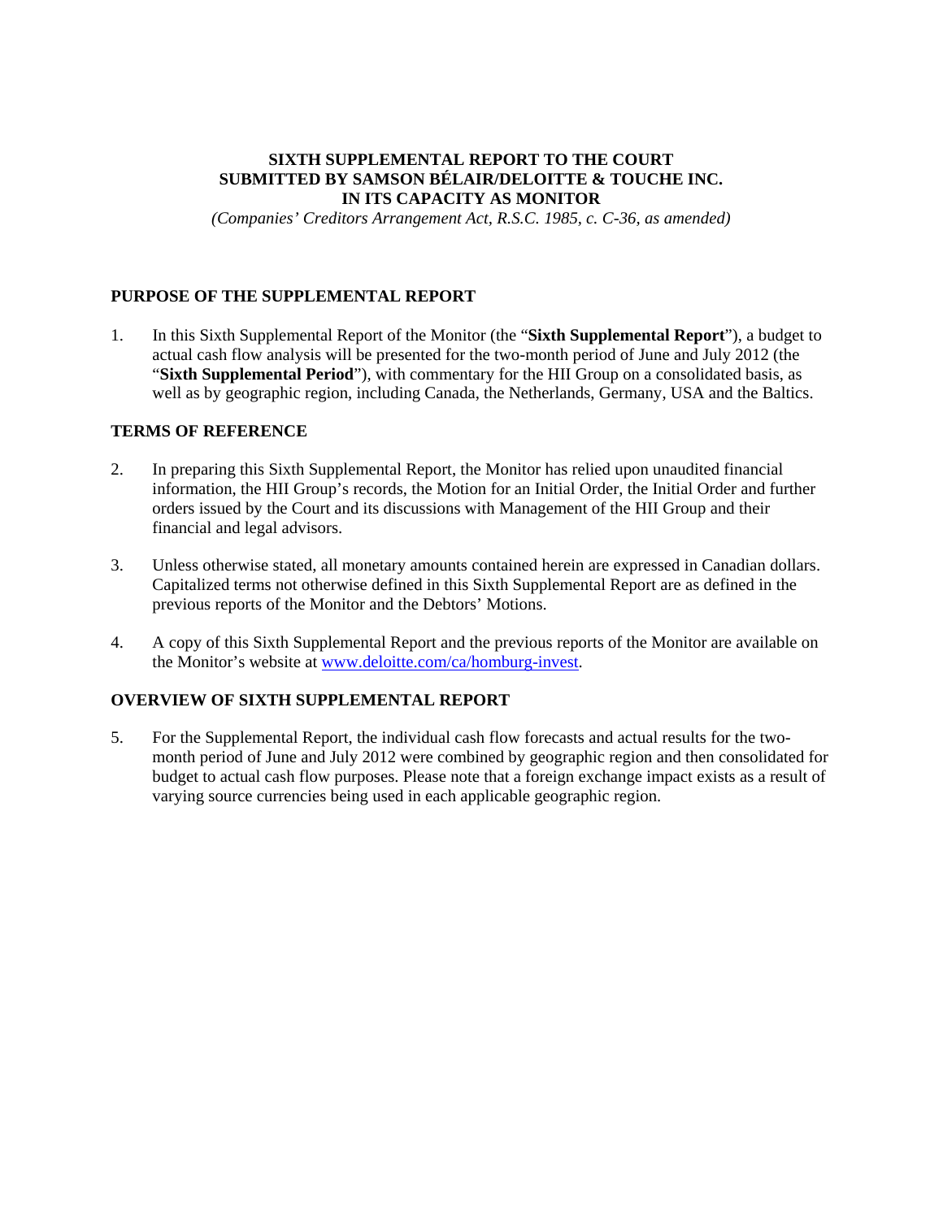# SIXTH SUPPLEMENTAL REPORT TO THE COURT SUBMITTED BY SAMSON BÉLAIR/DELOITTE & TOUCHE INC. IN ITS CAPACITY AS MONITOR

*(Companies' Creditors Arrangement Act, R.S.C. 1985, c. C-36, as amended)*

## PURPOSE OF THE SUPPLEMENTAL REPORT

1. In this Sixth Supplemental Report of the Monitor (the "**Sixth Supplemental Report**"), a budget to actual cash flow analysis will be presented for the two-month period of June and July 2012 (the "**Sixth Supplemental Period**"), with commentary for the HII Group on a consolidated basis, as well as by geographic region, including Canada, the Netherlands, Germany, USA and the Baltics.

## TERMS OF REFERENCE

2. In preparing this Sixth Supplemental Report, the Monitor has relied upon unaudited financial information, the HII Group's records, the Motion for an Initial Order, the Initial Order and further orders issued by the Court and its discussions with Management of the HII Group and their financial and legal advisors.

3. Unless otherwise stated, all monetary amounts contained herein are expressed in Canadian dollars. Capitalized terms not otherwise defined in this Sixth Supplemental Report are as defined in the previous reports of the Monitor and the Debtors' Motions.

4. A copy of this Sixth Supplemental Report and the previous reports of the Monitor are available on the Monitor's website at www.deloitte.com/ca/homburg-invest.

## OVERVIEW OF SIXTH SUPPLEMENTAL REPORT

5. For the Supplemental Report, the individual cash flow forecasts and actual results for the two-month period of June and July 2012 were combined by geographic region and then consolidated for budget to actual cash flow purposes. Please note that a foreign exchange impact exists as a result of varying source currencies being used in each applicable geographic region.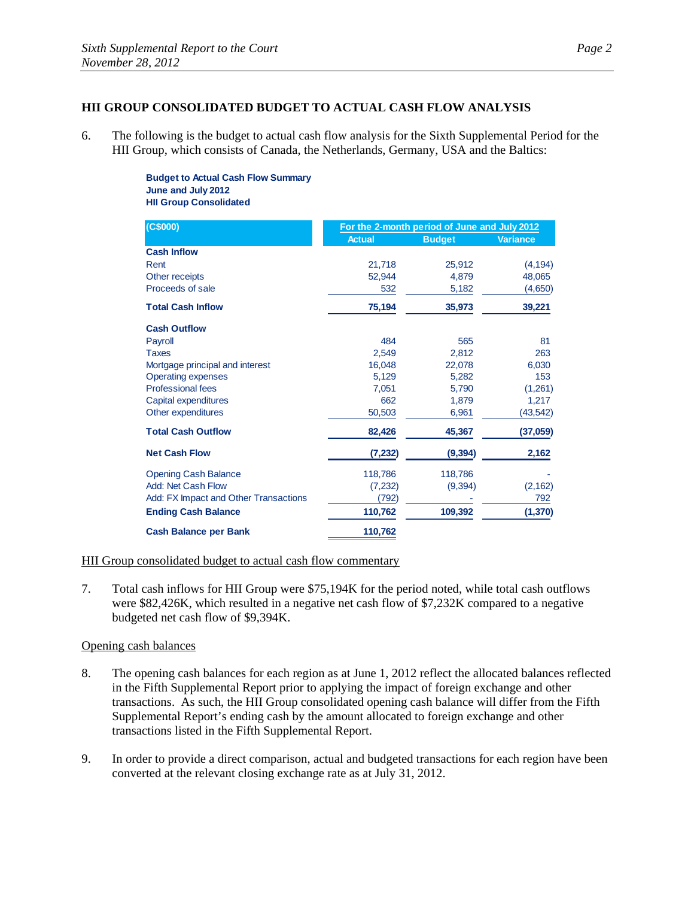## HII GROUP CONSOLIDATED BUDGET TO ACTUAL CASH FLOW ANALYSIS

6. The following is the budget to actual cash flow analysis for the Sixth Supplemental Period for the HII Group, which consists of Canada, the Netherlands, Germany, USA and the Baltics:

**Budget to Actual Cash Flow Summary**
**June and July 2012**
**HII Group Consolidated**

| (C$000) | For the 2-month period of June and July 2012 | | |
|---|---|---|---|
| | Actual | Budget | Variance |
| **Cash Inflow** | | | |
| Rent | 21,718 | 25,912 | (4,194) |
| Other receipts | 52,944 | 4,879 | 48,065 |
| Proceeds of sale | 532 | 5,182 | (4,650) |
| **Total Cash Inflow** | **75,194** | **35,973** | **39,221** |
| **Cash Outflow** | | | |
| Payroll | 484 | 565 | 81 |
| Taxes | 2,549 | 2,812 | 263 |
| Mortgage principal and interest | 16,048 | 22,078 | 6,030 |
| Operating expenses | 5,129 | 5,282 | 153 |
| Professional fees | 7,051 | 5,790 | (1,261) |
| Capital expenditures | 662 | 1,879 | 1,217 |
| Other expenditures | 50,503 | 6,961 | (43,542) |
| **Total Cash Outflow** | **82,426** | **45,367** | **(37,059)** |
| **Net Cash Flow** | **(7,232)** | **(9,394)** | **2,162** |
| Opening Cash Balance | 118,786 | 118,786 | - |
| Add: Net Cash Flow | (7,232) | (9,394) | (2,162) |
| Add: FX Impact and Other Transactions | (792) | - | 792 |
| **Ending Cash Balance** | **110,762** | **109,392** | **(1,370)** |
| **Cash Balance per Bank** | **110,762** | | |

<u>HII Group consolidated budget to actual cash flow commentary</u>

7. Total cash inflows for HII Group were $75,194K for the period noted, while total cash outflows were $82,426K, which resulted in a negative net cash flow of $7,232K compared to a negative budgeted net cash flow of $9,394K.

<u>Opening cash balances</u>

8. The opening cash balances for each region as at June 1, 2012 reflect the allocated balances reflected in the Fifth Supplemental Report prior to applying the impact of foreign exchange and other transactions. As such, the HII Group consolidated opening cash balance will differ from the Fifth Supplemental Report's ending cash by the amount allocated to foreign exchange and other transactions listed in the Fifth Supplemental Report.

9. In order to provide a direct comparison, actual and budgeted transactions for each region have been converted at the relevant closing exchange rate as at July 31, 2012.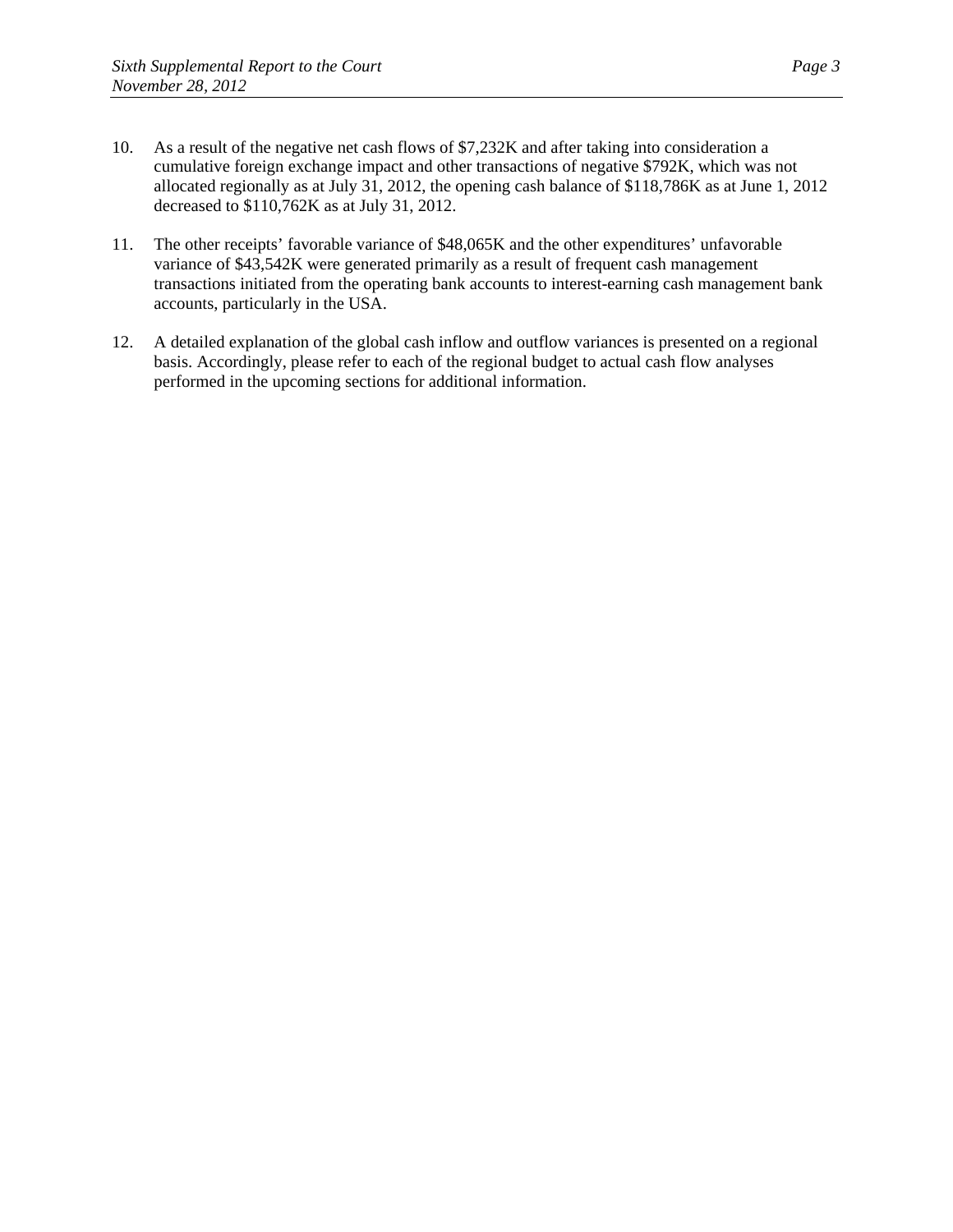10. As a result of the negative net cash flows of $7,232K and after taking into consideration a cumulative foreign exchange impact and other transactions of negative $792K, which was not allocated regionally as at July 31, 2012, the opening cash balance of $118,786K as at June 1, 2012 decreased to $110,762K as at July 31, 2012.

11. The other receipts' favorable variance of $48,065K and the other expenditures' unfavorable variance of $43,542K were generated primarily as a result of frequent cash management transactions initiated from the operating bank accounts to interest-earning cash management bank accounts, particularly in the USA.

12. A detailed explanation of the global cash inflow and outflow variances is presented on a regional basis. Accordingly, please refer to each of the regional budget to actual cash flow analyses performed in the upcoming sections for additional information.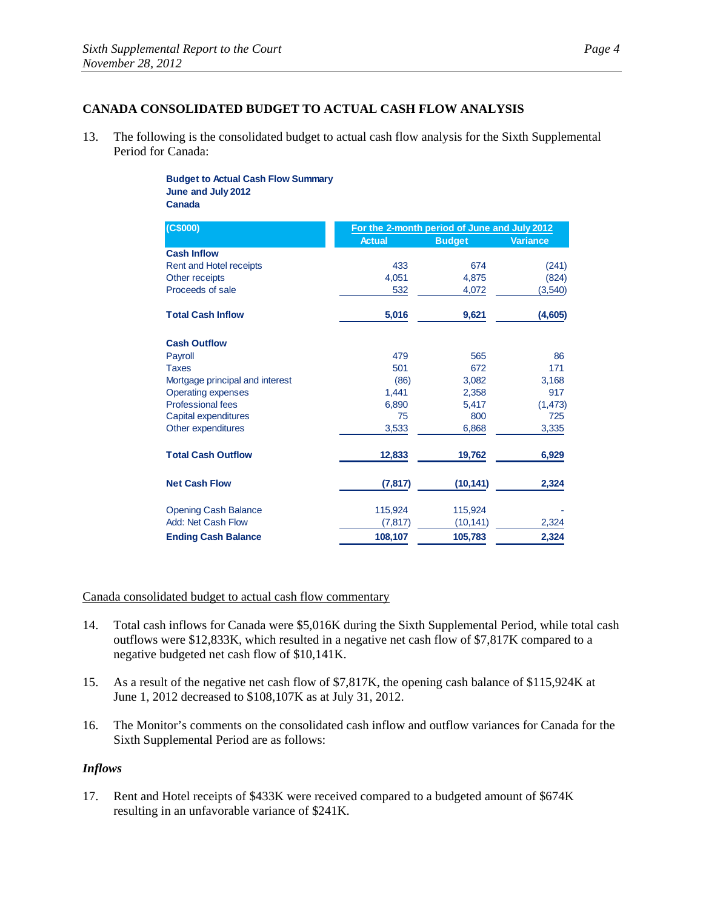## CANADA CONSOLIDATED BUDGET TO ACTUAL CASH FLOW ANALYSIS

13. The following is the consolidated budget to actual cash flow analysis for the Sixth Supplemental Period for Canada:

**Budget to Actual Cash Flow Summary**
**June and July 2012**
**Canada**

| (C$000) | For the 2-month period of June and July 2012 | | |
|---|---|---|---|
| | Actual | Budget | Variance |
| **Cash Inflow** | | | |
| Rent and Hotel receipts | 433 | 674 | (241) |
| Other receipts | 4,051 | 4,875 | (824) |
| Proceeds of sale | 532 | 4,072 | (3,540) |
| **Total Cash Inflow** | **5,016** | **9,621** | **(4,605)** |
| **Cash Outflow** | | | |
| Payroll | 479 | 565 | 86 |
| Taxes | 501 | 672 | 171 |
| Mortgage principal and interest | (86) | 3,082 | 3,168 |
| Operating expenses | 1,441 | 2,358 | 917 |
| Professional fees | 6,890 | 5,417 | (1,473) |
| Capital expenditures | 75 | 800 | 725 |
| Other expenditures | 3,533 | 6,868 | 3,335 |
| **Total Cash Outflow** | **12,833** | **19,762** | **6,929** |
| **Net Cash Flow** | **(7,817)** | **(10,141)** | **2,324** |
| Opening Cash Balance | 115,924 | 115,924 | - |
| Add: Net Cash Flow | (7,817) | (10,141) | 2,324 |
| **Ending Cash Balance** | **108,107** | **105,783** | **2,324** |

Canada consolidated budget to actual cash flow commentary

14. Total cash inflows for Canada were $5,016K during the Sixth Supplemental Period, while total cash outflows were $12,833K, which resulted in a negative net cash flow of $7,817K compared to a negative budgeted net cash flow of $10,141K.

15. As a result of the negative net cash flow of $7,817K, the opening cash balance of $115,924K at June 1, 2012 decreased to $108,107K as at July 31, 2012.

16. The Monitor's comments on the consolidated cash inflow and outflow variances for Canada for the Sixth Supplemental Period are as follows:

***Inflows***

17. Rent and Hotel receipts of $433K were received compared to a budgeted amount of $674K resulting in an unfavorable variance of $241K.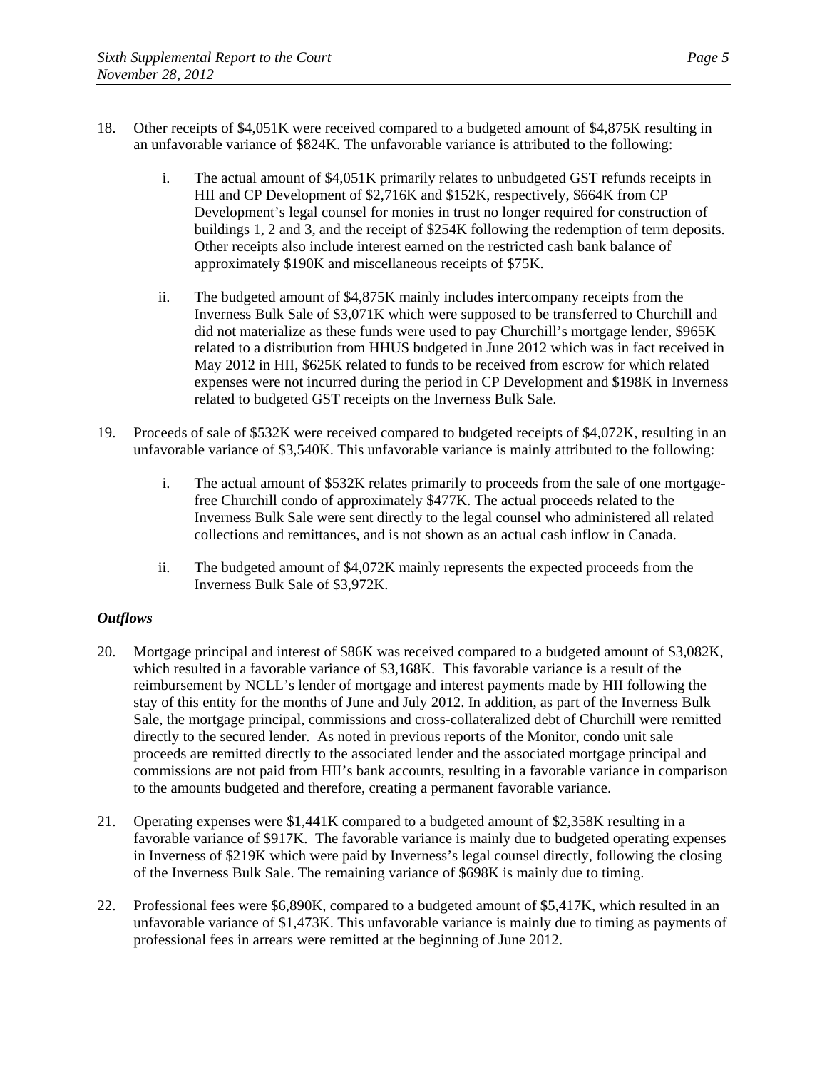18. Other receipts of $4,051K were received compared to a budgeted amount of $4,875K resulting in an unfavorable variance of $824K. The unfavorable variance is attributed to the following:

    i. The actual amount of $4,051K primarily relates to unbudgeted GST refunds receipts in HII and CP Development of $2,716K and $152K, respectively, $664K from CP Development's legal counsel for monies in trust no longer required for construction of buildings 1, 2 and 3, and the receipt of $254K following the redemption of term deposits. Other receipts also include interest earned on the restricted cash bank balance of approximately $190K and miscellaneous receipts of $75K.

    ii. The budgeted amount of $4,875K mainly includes intercompany receipts from the Inverness Bulk Sale of $3,071K which were supposed to be transferred to Churchill and did not materialize as these funds were used to pay Churchill's mortgage lender, $965K related to a distribution from HHUS budgeted in June 2012 which was in fact received in May 2012 in HII, $625K related to funds to be received from escrow for which related expenses were not incurred during the period in CP Development and $198K in Inverness related to budgeted GST receipts on the Inverness Bulk Sale.

19. Proceeds of sale of $532K were received compared to budgeted receipts of $4,072K, resulting in an unfavorable variance of $3,540K. This unfavorable variance is mainly attributed to the following:

    i. The actual amount of $532K relates primarily to proceeds from the sale of one mortgage-free Churchill condo of approximately $477K. The actual proceeds related to the Inverness Bulk Sale were sent directly to the legal counsel who administered all related collections and remittances, and is not shown as an actual cash inflow in Canada.

    ii. The budgeted amount of $4,072K mainly represents the expected proceeds from the Inverness Bulk Sale of $3,972K.

*Outflows*

20. Mortgage principal and interest of $86K was received compared to a budgeted amount of $3,082K, which resulted in a favorable variance of $3,168K. This favorable variance is a result of the reimbursement by NCLL's lender of mortgage and interest payments made by HII following the stay of this entity for the months of June and July 2012. In addition, as part of the Inverness Bulk Sale, the mortgage principal, commissions and cross-collateralized debt of Churchill were remitted directly to the secured lender. As noted in previous reports of the Monitor, condo unit sale proceeds are remitted directly to the associated lender and the associated mortgage principal and commissions are not paid from HII's bank accounts, resulting in a favorable variance in comparison to the amounts budgeted and therefore, creating a permanent favorable variance.

21. Operating expenses were $1,441K compared to a budgeted amount of $2,358K resulting in a favorable variance of $917K. The favorable variance is mainly due to budgeted operating expenses in Inverness of $219K which were paid by Inverness's legal counsel directly, following the closing of the Inverness Bulk Sale. The remaining variance of $698K is mainly due to timing.

22. Professional fees were $6,890K, compared to a budgeted amount of $5,417K, which resulted in an unfavorable variance of $1,473K. This unfavorable variance is mainly due to timing as payments of professional fees in arrears were remitted at the beginning of June 2012.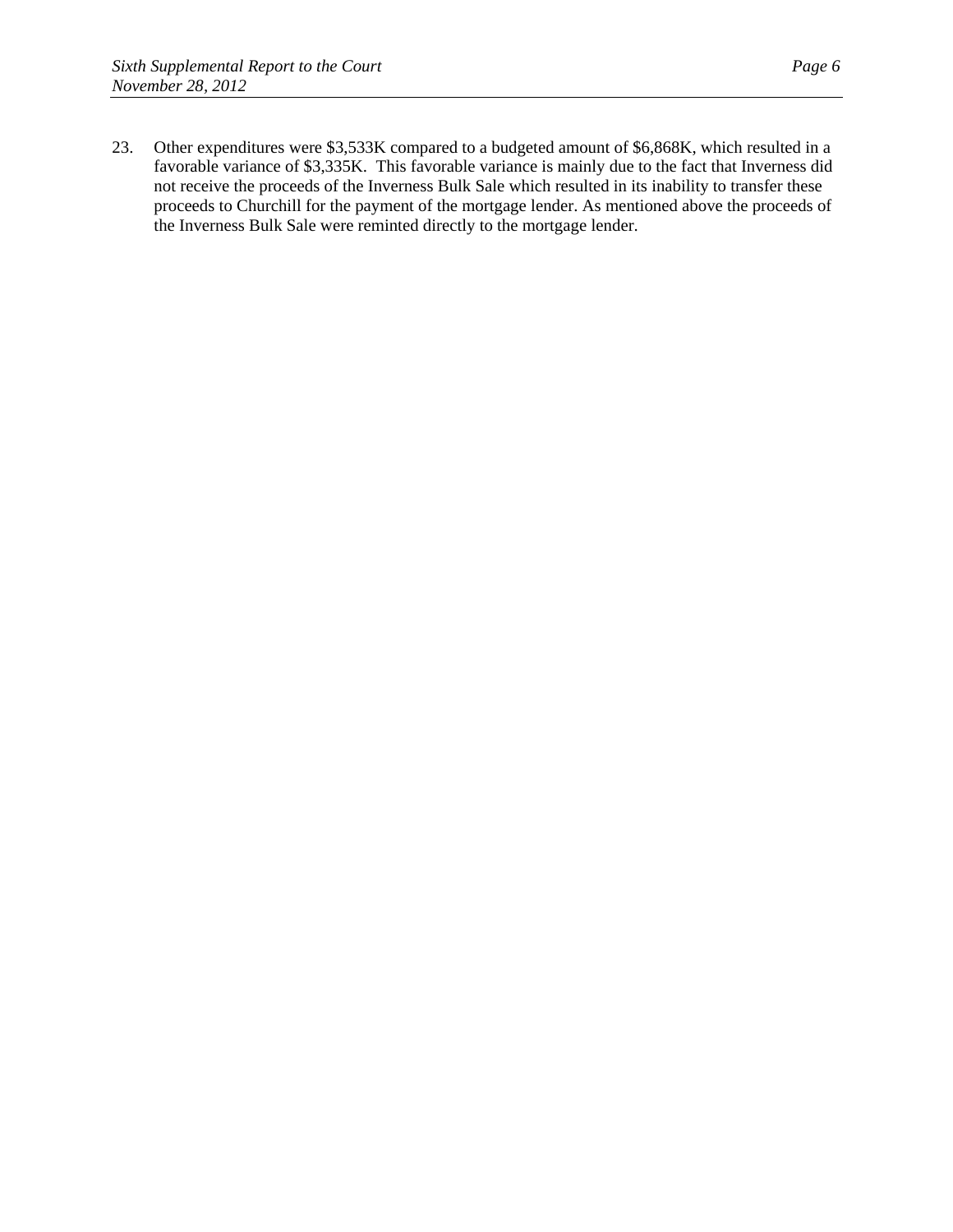23. Other expenditures were $3,533K compared to a budgeted amount of $6,868K, which resulted in a favorable variance of $3,335K. This favorable variance is mainly due to the fact that Inverness did not receive the proceeds of the Inverness Bulk Sale which resulted in its inability to transfer these proceeds to Churchill for the payment of the mortgage lender. As mentioned above the proceeds of the Inverness Bulk Sale were remitted directly to the mortgage lender.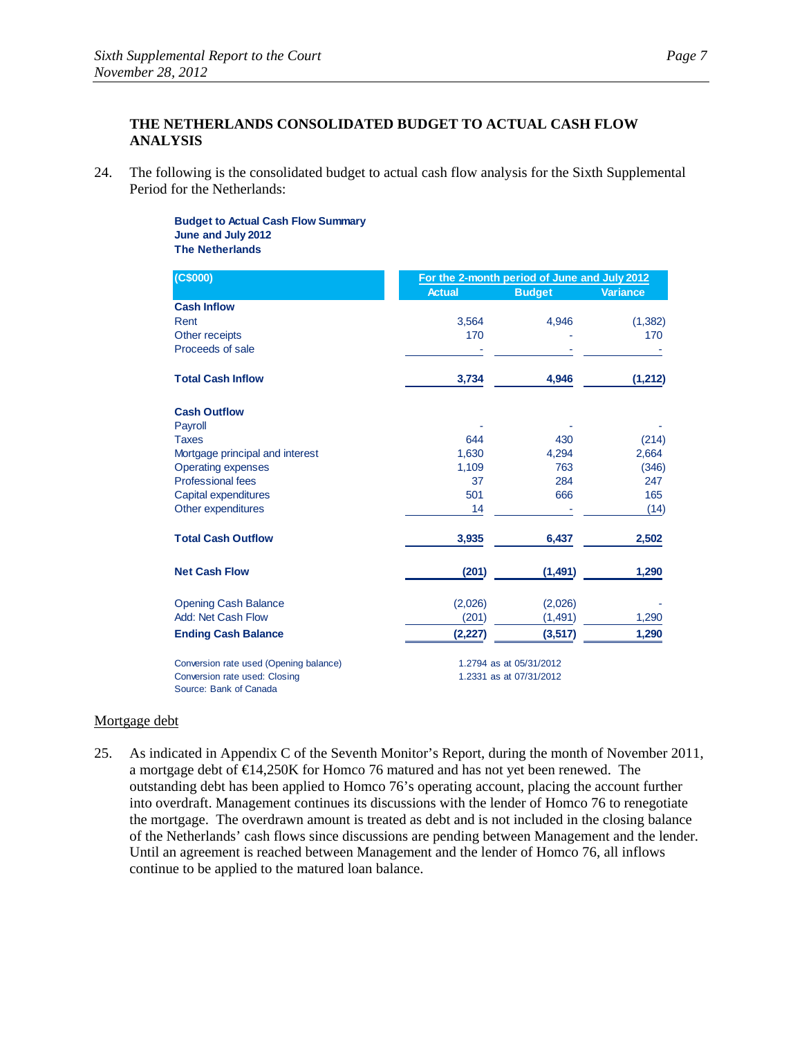## THE NETHERLANDS CONSOLIDATED BUDGET TO ACTUAL CASH FLOW ANALYSIS

24. The following is the consolidated budget to actual cash flow analysis for the Sixth Supplemental Period for the Netherlands:

**Budget to Actual Cash Flow Summary**
**June and July 2012**
**The Netherlands**

| (C$000) | For the 2-month period of June and July 2012 | | |
|---|---|---|---|
| | Actual | Budget | Variance |
| **Cash Inflow** | | | |
| Rent | 3,564 | 4,946 | (1,382) |
| Other receipts | 170 | - | 170 |
| Proceeds of sale | - | - | - |
| **Total Cash Inflow** | **3,734** | **4,946** | **(1,212)** |
| **Cash Outflow** | | | |
| Payroll | - | - | - |
| Taxes | 644 | 430 | (214) |
| Mortgage principal and interest | 1,630 | 4,294 | 2,664 |
| Operating expenses | 1,109 | 763 | (346) |
| Professional fees | 37 | 284 | 247 |
| Capital expenditures | 501 | 666 | 165 |
| Other expenditures | 14 | - | (14) |
| **Total Cash Outflow** | **3,935** | **6,437** | **2,502** |
| **Net Cash Flow** | **(201)** | **(1,491)** | **1,290** |
| Opening Cash Balance | (2,026) | (2,026) | - |
| Add: Net Cash Flow | (201) | (1,491) | 1,290 |
| **Ending Cash Balance** | **(2,227)** | **(3,517)** | **1,290** |

Conversion rate used (Opening balance) 1.2794 as at 05/31/2012
Conversion rate used: Closing 1.2331 as at 07/31/2012
Source: Bank of Canada

Mortgage debt

25. As indicated in Appendix C of the Seventh Monitor's Report, during the month of November 2011, a mortgage debt of €14,250K for Homco 76 matured and has not yet been renewed. The outstanding debt has been applied to Homco 76's operating account, placing the account further into overdraft. Management continues its discussions with the lender of Homco 76 to renegotiate the mortgage. The overdrawn amount is treated as debt and is not included in the closing balance of the Netherlands' cash flows since discussions are pending between Management and the lender. Until an agreement is reached between Management and the lender of Homco 76, all inflows continue to be applied to the matured loan balance.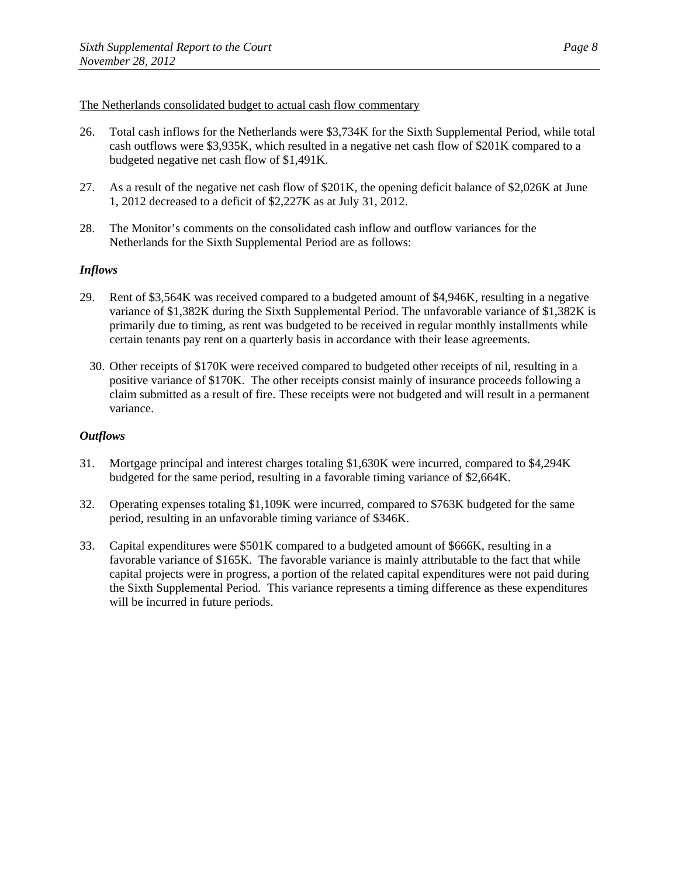The Netherlands consolidated budget to actual cash flow commentary

26. Total cash inflows for the Netherlands were $3,734K for the Sixth Supplemental Period, while total cash outflows were $3,935K, which resulted in a negative net cash flow of $201K compared to a budgeted negative net cash flow of $1,491K.

27. As a result of the negative net cash flow of $201K, the opening deficit balance of $2,026K at June 1, 2012 decreased to a deficit of $2,227K as at July 31, 2012.

28. The Monitor's comments on the consolidated cash inflow and outflow variances for the Netherlands for the Sixth Supplemental Period are as follows:

***Inflows***

29. Rent of $3,564K was received compared to a budgeted amount of $4,946K, resulting in a negative variance of $1,382K during the Sixth Supplemental Period. The unfavorable variance of $1,382K is primarily due to timing, as rent was budgeted to be received in regular monthly installments while certain tenants pay rent on a quarterly basis in accordance with their lease agreements.

30. Other receipts of $170K were received compared to budgeted other receipts of nil, resulting in a positive variance of $170K. The other receipts consist mainly of insurance proceeds following a claim submitted as a result of fire. These receipts were not budgeted and will result in a permanent variance.

***Outflows***

31. Mortgage principal and interest charges totaling $1,630K were incurred, compared to $4,294K budgeted for the same period, resulting in a favorable timing variance of $2,664K.

32. Operating expenses totaling $1,109K were incurred, compared to $763K budgeted for the same period, resulting in an unfavorable timing variance of $346K.

33. Capital expenditures were $501K compared to a budgeted amount of $666K, resulting in a favorable variance of $165K. The favorable variance is mainly attributable to the fact that while capital projects were in progress, a portion of the related capital expenditures were not paid during the Sixth Supplemental Period. This variance represents a timing difference as these expenditures will be incurred in future periods.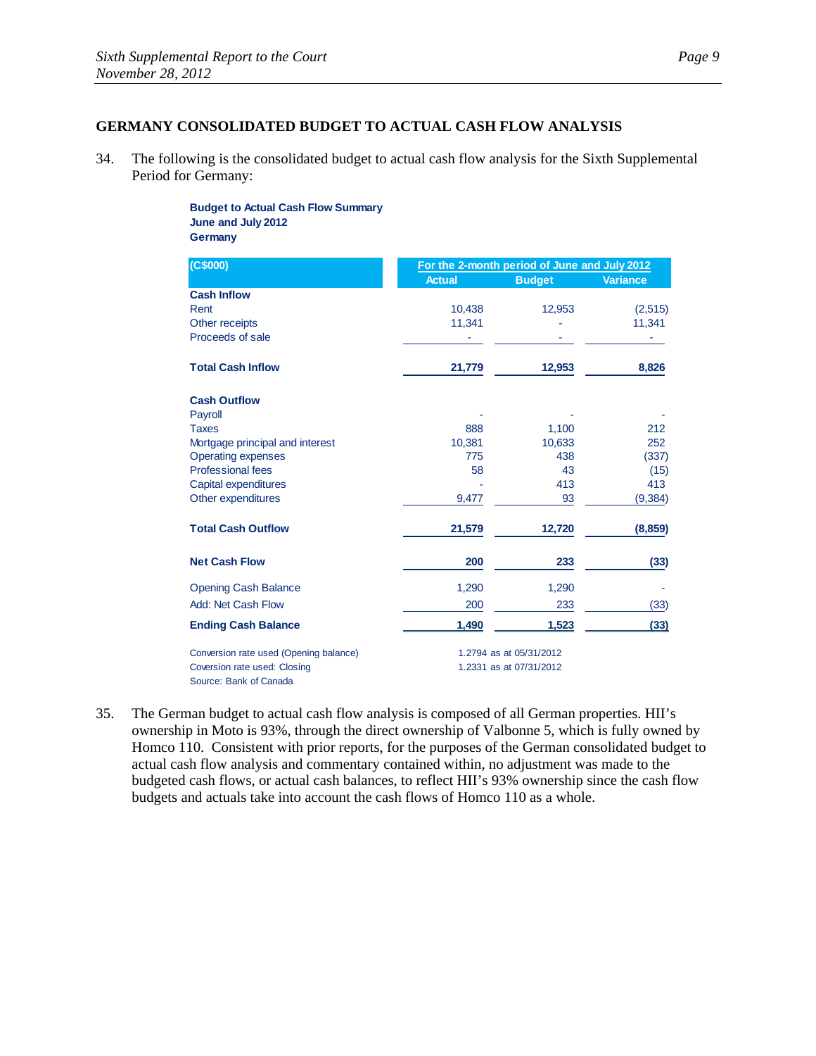## GERMANY CONSOLIDATED BUDGET TO ACTUAL CASH FLOW ANALYSIS

34. The following is the consolidated budget to actual cash flow analysis for the Sixth Supplemental Period for Germany:

**Budget to Actual Cash Flow Summary**
**June and July 2012**
**Germany**

| (C$000) | For the 2-month period of June and July 2012 | | |
|---|---|---|---|
| | Actual | Budget | Variance |
| **Cash Inflow** | | | |
| Rent | 10,438 | 12,953 | (2,515) |
| Other receipts | 11,341 | - | 11,341 |
| Proceeds of sale | - | - | - |
| **Total Cash Inflow** | **21,779** | **12,953** | **8,826** |
| **Cash Outflow** | | | |
| Payroll | - | - | - |
| Taxes | 888 | 1,100 | 212 |
| Mortgage principal and interest | 10,381 | 10,633 | 252 |
| Operating expenses | 775 | 438 | (337) |
| Professional fees | 58 | 43 | (15) |
| Capital expenditures | - | 413 | 413 |
| Other expenditures | 9,477 | 93 | (9,384) |
| **Total Cash Outflow** | **21,579** | **12,720** | **(8,859)** |
| **Net Cash Flow** | **200** | **233** | **(33)** |
| Opening Cash Balance | 1,290 | 1,290 | - |
| Add: Net Cash Flow | 200 | 233 | (33) |
| **Ending Cash Balance** | **1,490** | **1,523** | **(33)** |

Conversion rate used (Opening balance) 1.2794 as at 05/31/2012
Coversion rate used: Closing 1.2331 as at 07/31/2012
Source: Bank of Canada

35. The German budget to actual cash flow analysis is composed of all German properties. HII's ownership in Moto is 93%, through the direct ownership of Valbonne 5, which is fully owned by Homco 110. Consistent with prior reports, for the purposes of the German consolidated budget to actual cash flow analysis and commentary contained within, no adjustment was made to the budgeted cash flows, or actual cash balances, to reflect HII's 93% ownership since the cash flow budgets and actuals take into account the cash flows of Homco 110 as a whole.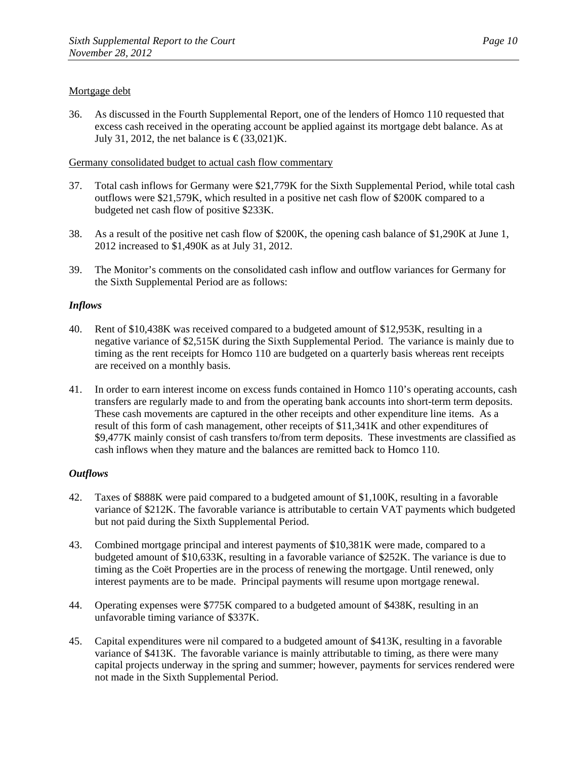Mortgage debt

36. As discussed in the Fourth Supplemental Report, one of the lenders of Homco 110 requested that excess cash received in the operating account be applied against its mortgage debt balance. As at July 31, 2012, the net balance is € (33,021)K.

Germany consolidated budget to actual cash flow commentary

37. Total cash inflows for Germany were $21,779K for the Sixth Supplemental Period, while total cash outflows were $21,579K, which resulted in a positive net cash flow of $200K compared to a budgeted net cash flow of positive $233K.

38. As a result of the positive net cash flow of $200K, the opening cash balance of $1,290K at June 1, 2012 increased to $1,490K as at July 31, 2012.

39. The Monitor's comments on the consolidated cash inflow and outflow variances for Germany for the Sixth Supplemental Period are as follows:

***Inflows***

40. Rent of $10,438K was received compared to a budgeted amount of $12,953K, resulting in a negative variance of $2,515K during the Sixth Supplemental Period. The variance is mainly due to timing as the rent receipts for Homco 110 are budgeted on a quarterly basis whereas rent receipts are received on a monthly basis.

41. In order to earn interest income on excess funds contained in Homco 110's operating accounts, cash transfers are regularly made to and from the operating bank accounts into short-term term deposits. These cash movements are captured in the other receipts and other expenditure line items. As a result of this form of cash management, other receipts of $11,341K and other expenditures of $9,477K mainly consist of cash transfers to/from term deposits. These investments are classified as cash inflows when they mature and the balances are remitted back to Homco 110.

***Outflows***

42. Taxes of $888K were paid compared to a budgeted amount of $1,100K, resulting in a favorable variance of $212K. The favorable variance is attributable to certain VAT payments which budgeted but not paid during the Sixth Supplemental Period.

43. Combined mortgage principal and interest payments of $10,381K were made, compared to a budgeted amount of $10,633K, resulting in a favorable variance of $252K. The variance is due to timing as the Coët Properties are in the process of renewing the mortgage. Until renewed, only interest payments are to be made. Principal payments will resume upon mortgage renewal.

44. Operating expenses were $775K compared to a budgeted amount of $438K, resulting in an unfavorable timing variance of $337K.

45. Capital expenditures were nil compared to a budgeted amount of $413K, resulting in a favorable variance of $413K. The favorable variance is mainly attributable to timing, as there were many capital projects underway in the spring and summer; however, payments for services rendered were not made in the Sixth Supplemental Period.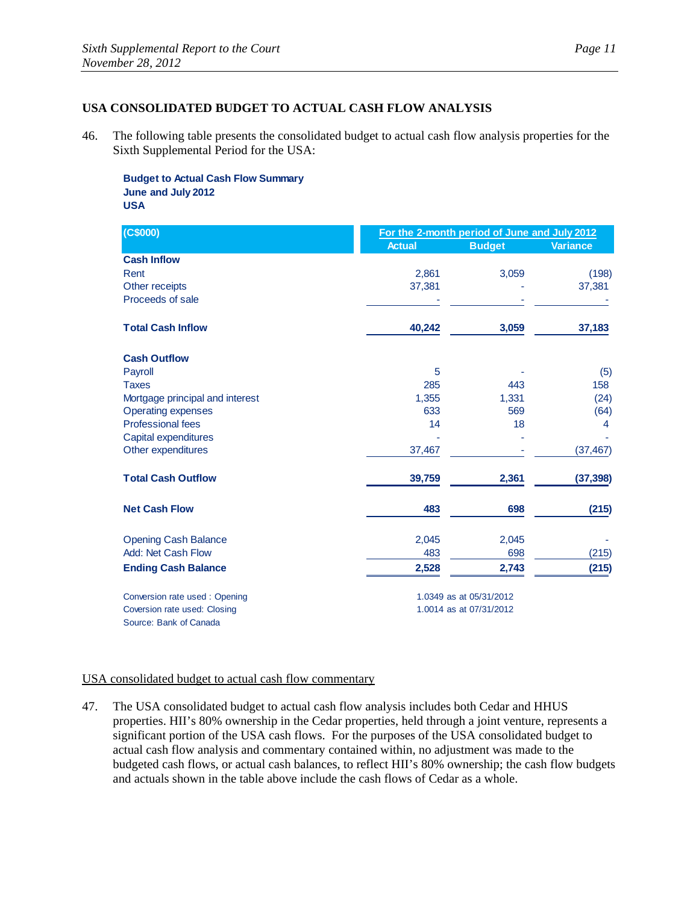## USA CONSOLIDATED BUDGET TO ACTUAL CASH FLOW ANALYSIS

46. The following table presents the consolidated budget to actual cash flow analysis properties for the Sixth Supplemental Period for the USA:

**Budget to Actual Cash Flow Summary**
**June and July 2012**
**USA**

| (C$000) | For the 2-month period of June and July 2012 | | |
|---|---|---|---|
| | Actual | Budget | Variance |
| **Cash Inflow** | | | |
| Rent | 2,861 | 3,059 | (198) |
| Other receipts | 37,381 | - | 37,381 |
| Proceeds of sale | - | - | - |
| **Total Cash Inflow** | **40,242** | **3,059** | **37,183** |
| **Cash Outflow** | | | |
| Payroll | 5 | - | (5) |
| Taxes | 285 | 443 | 158 |
| Mortgage principal and interest | 1,355 | 1,331 | (24) |
| Operating expenses | 633 | 569 | (64) |
| Professional fees | 14 | 18 | 4 |
| Capital expenditures | - | - | - |
| Other expenditures | 37,467 | - | (37,467) |
| **Total Cash Outflow** | **39,759** | **2,361** | **(37,398)** |
| **Net Cash Flow** | **483** | **698** | **(215)** |
| Opening Cash Balance | 2,045 | 2,045 | - |
| Add: Net Cash Flow | 483 | 698 | (215) |
| **Ending Cash Balance** | **2,528** | **2,743** | **(215)** |

Conversion rate used : Opening 1.0349 as at 05/31/2012
Coversion rate used: Closing 1.0014 as at 07/31/2012
Source: Bank of Canada

<u>USA consolidated budget to actual cash flow commentary</u>

47. The USA consolidated budget to actual cash flow analysis includes both Cedar and HHUS properties. HII's 80% ownership in the Cedar properties, held through a joint venture, represents a significant portion of the USA cash flows. For the purposes of the USA consolidated budget to actual cash flow analysis and commentary contained within, no adjustment was made to the budgeted cash flows, or actual cash balances, to reflect HII's 80% ownership; the cash flow budgets and actuals shown in the table above include the cash flows of Cedar as a whole.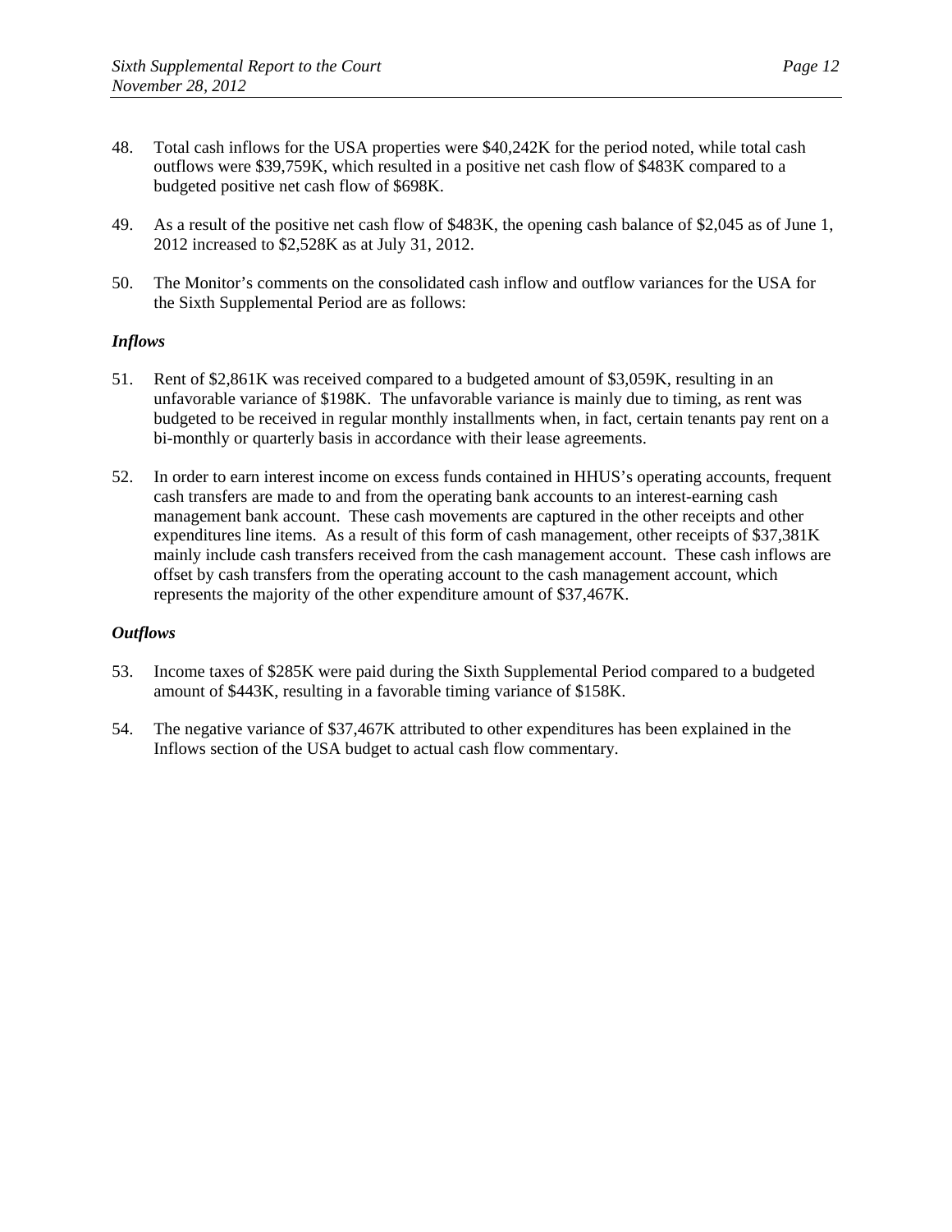48. Total cash inflows for the USA properties were $40,242K for the period noted, while total cash outflows were $39,759K, which resulted in a positive net cash flow of $483K compared to a budgeted positive net cash flow of $698K.

49. As a result of the positive net cash flow of $483K, the opening cash balance of $2,045 as of June 1, 2012 increased to $2,528K as at July 31, 2012.

50. The Monitor's comments on the consolidated cash inflow and outflow variances for the USA for the Sixth Supplemental Period are as follows:

*Inflows*

51. Rent of $2,861K was received compared to a budgeted amount of $3,059K, resulting in an unfavorable variance of $198K. The unfavorable variance is mainly due to timing, as rent was budgeted to be received in regular monthly installments when, in fact, certain tenants pay rent on a bi-monthly or quarterly basis in accordance with their lease agreements.

52. In order to earn interest income on excess funds contained in HHUS's operating accounts, frequent cash transfers are made to and from the operating bank accounts to an interest-earning cash management bank account. These cash movements are captured in the other receipts and other expenditures line items. As a result of this form of cash management, other receipts of $37,381K mainly include cash transfers received from the cash management account. These cash inflows are offset by cash transfers from the operating account to the cash management account, which represents the majority of the other expenditure amount of $37,467K.

*Outflows*

53. Income taxes of $285K were paid during the Sixth Supplemental Period compared to a budgeted amount of $443K, resulting in a favorable timing variance of $158K.

54. The negative variance of $37,467K attributed to other expenditures has been explained in the Inflows section of the USA budget to actual cash flow commentary.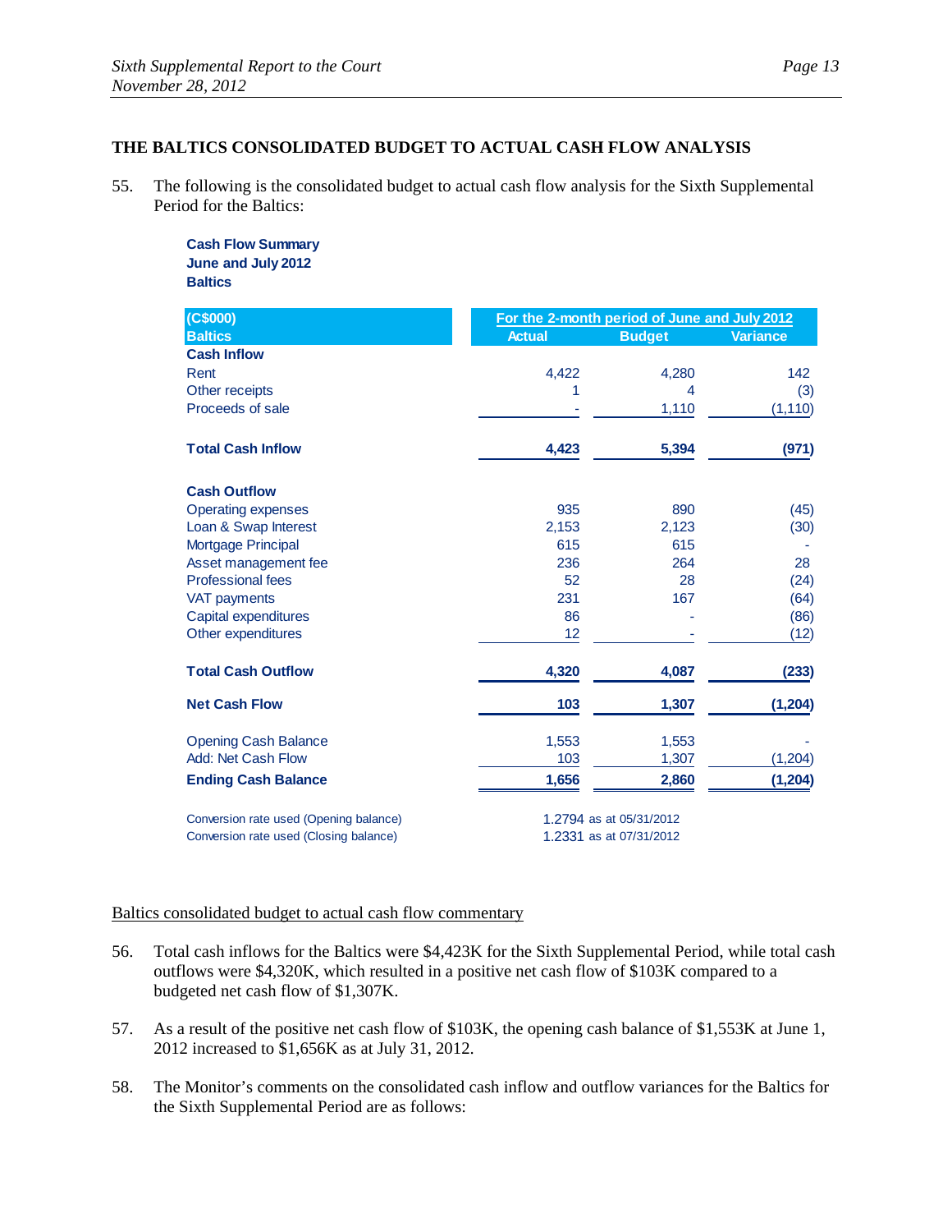## THE BALTICS CONSOLIDATED BUDGET TO ACTUAL CASH FLOW ANALYSIS

55. The following is the consolidated budget to actual cash flow analysis for the Sixth Supplemental Period for the Baltics:

**Cash Flow Summary**
**June and July 2012**
**Baltics**

| (C$000) | For the 2-month period of June and July 2012 | | |
|---|---|---|---|
| Baltics | Actual | Budget | Variance |
| **Cash Inflow** | | | |
| Rent | 4,422 | 4,280 | 142 |
| Other receipts | 1 | 4 | (3) |
| Proceeds of sale | - | 1,110 | (1,110) |
| **Total Cash Inflow** | **4,423** | **5,394** | **(971)** |
| **Cash Outflow** | | | |
| Operating expenses | 935 | 890 | (45) |
| Loan & Swap Interest | 2,153 | 2,123 | (30) |
| Mortgage Principal | 615 | 615 | - |
| Asset management fee | 236 | 264 | 28 |
| Professional fees | 52 | 28 | (24) |
| VAT payments | 231 | 167 | (64) |
| Capital expenditures | 86 | - | (86) |
| Other expenditures | 12 | - | (12) |
| **Total Cash Outflow** | **4,320** | **4,087** | **(233)** |
| **Net Cash Flow** | **103** | **1,307** | **(1,204)** |
| Opening Cash Balance | 1,553 | 1,553 | - |
| Add: Net Cash Flow | 103 | 1,307 | (1,204) |
| **Ending Cash Balance** | **1,656** | **2,860** | **(1,204)** |

Conversion rate used (Opening balance) 1.2794 as at 05/31/2012
Conversion rate used (Closing balance) 1.2331 as at 07/31/2012

Baltics consolidated budget to actual cash flow commentary

56. Total cash inflows for the Baltics were $4,423K for the Sixth Supplemental Period, while total cash outflows were $4,320K, which resulted in a positive net cash flow of $103K compared to a budgeted net cash flow of $1,307K.

57. As a result of the positive net cash flow of $103K, the opening cash balance of $1,553K at June 1, 2012 increased to $1,656K as at July 31, 2012.

58. The Monitor's comments on the consolidated cash inflow and outflow variances for the Baltics for the Sixth Supplemental Period are as follows: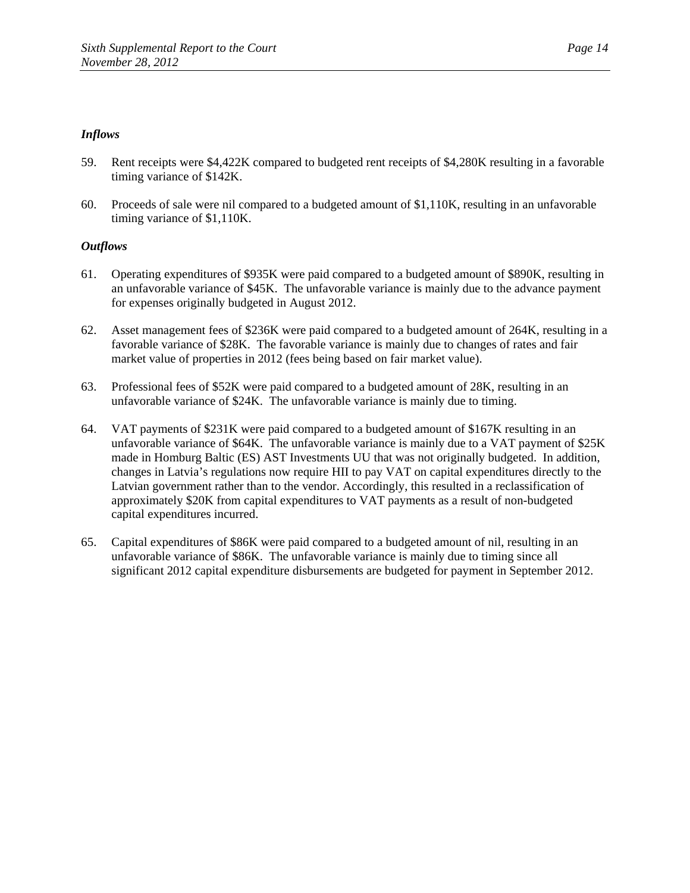***Inflows***

59. Rent receipts were $4,422K compared to budgeted rent receipts of $4,280K resulting in a favorable timing variance of $142K.

60. Proceeds of sale were nil compared to a budgeted amount of $1,110K, resulting in an unfavorable timing variance of $1,110K.

***Outflows***

61. Operating expenditures of $935K were paid compared to a budgeted amount of $890K, resulting in an unfavorable variance of $45K. The unfavorable variance is mainly due to the advance payment for expenses originally budgeted in August 2012.

62. Asset management fees of $236K were paid compared to a budgeted amount of 264K, resulting in a favorable variance of $28K. The favorable variance is mainly due to changes of rates and fair market value of properties in 2012 (fees being based on fair market value).

63. Professional fees of $52K were paid compared to a budgeted amount of 28K, resulting in an unfavorable variance of $24K. The unfavorable variance is mainly due to timing.

64. VAT payments of $231K were paid compared to a budgeted amount of $167K resulting in an unfavorable variance of $64K. The unfavorable variance is mainly due to a VAT payment of $25K made in Homburg Baltic (ES) AST Investments UU that was not originally budgeted. In addition, changes in Latvia's regulations now require HII to pay VAT on capital expenditures directly to the Latvian government rather than to the vendor. Accordingly, this resulted in a reclassification of approximately $20K from capital expenditures to VAT payments as a result of non-budgeted capital expenditures incurred.

65. Capital expenditures of $86K were paid compared to a budgeted amount of nil, resulting in an unfavorable variance of $86K. The unfavorable variance is mainly due to timing since all significant 2012 capital expenditure disbursements are budgeted for payment in September 2012.